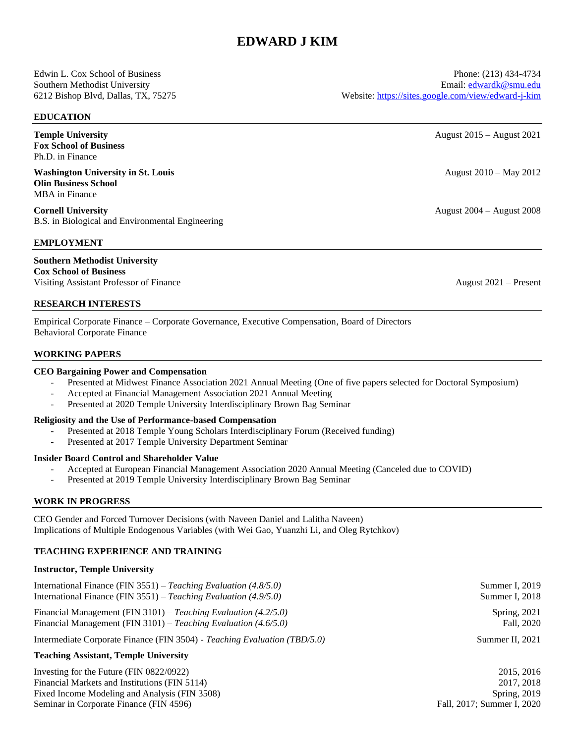# EDWARD J KIM

Edwin L. Cox School of Business
Southern Methodist University
6212 Bishop Blvd, Dallas, TX, 75275

Phone: (213) 434-4734
Email: [edwardk@smu.edu](mailto:edwardk@smu.edu)
Website: [https://sites.google.com/view/edward-j-kim](https://sites.google.com/view/edward-j-kim)

## EDUCATION

**Temple University** — August 2015 – August 2021
**Fox School of Business**
Ph.D. in Finance

**Washington University in St. Louis** — August 2010 – May 2012
**Olin Business School**
MBA in Finance

**Cornell University** — August 2004 – August 2008
B.S. in Biological and Environmental Engineering

## EMPLOYMENT

**Southern Methodist University**
**Cox School of Business**
Visiting Assistant Professor of Finance — August 2021 – Present

## RESEARCH INTERESTS

Empirical Corporate Finance – Corporate Governance, Executive Compensation, Board of Directors
Behavioral Corporate Finance

## WORKING PAPERS

**CEO Bargaining Power and Compensation**

- Presented at Midwest Finance Association 2021 Annual Meeting (One of five papers selected for Doctoral Symposium)
- Accepted at Financial Management Association 2021 Annual Meeting
- Presented at 2020 Temple University Interdisciplinary Brown Bag Seminar

**Religiosity and the Use of Performance-based Compensation**

- Presented at 2018 Temple Young Scholars Interdisciplinary Forum (Received funding)
- Presented at 2017 Temple University Department Seminar

**Insider Board Control and Shareholder Value**

- Accepted at European Financial Management Association 2020 Annual Meeting (Canceled due to COVID)
- Presented at 2019 Temple University Interdisciplinary Brown Bag Seminar

## WORK IN PROGRESS

CEO Gender and Forced Turnover Decisions (with Naveen Daniel and Lalitha Naveen)
Implications of Multiple Endogenous Variables (with Wei Gao, Yuanzhi Li, and Oleg Rytchkov)

## TEACHING EXPERIENCE AND TRAINING

**Instructor, Temple University**

International Finance (FIN 3551) – *Teaching Evaluation (4.8/5.0)* — Summer I, 2019
International Finance (FIN 3551) – *Teaching Evaluation (4.9/5.0)* — Summer I, 2018

Financial Management (FIN 3101) – *Teaching Evaluation (4.2/5.0)* — Spring, 2021
Financial Management (FIN 3101) – *Teaching Evaluation (4.6/5.0)* — Fall, 2020

Intermediate Corporate Finance (FIN 3504) - *Teaching Evaluation (TBD/5.0)* — Summer II, 2021

**Teaching Assistant, Temple University**

Investing for the Future (FIN 0822/0922) — 2015, 2016
Financial Markets and Institutions (FIN 5114) — 2017, 2018
Fixed Income Modeling and Analysis (FIN 3508) — Spring, 2019
Seminar in Corporate Finance (FIN 4596) — Fall, 2017; Summer I, 2020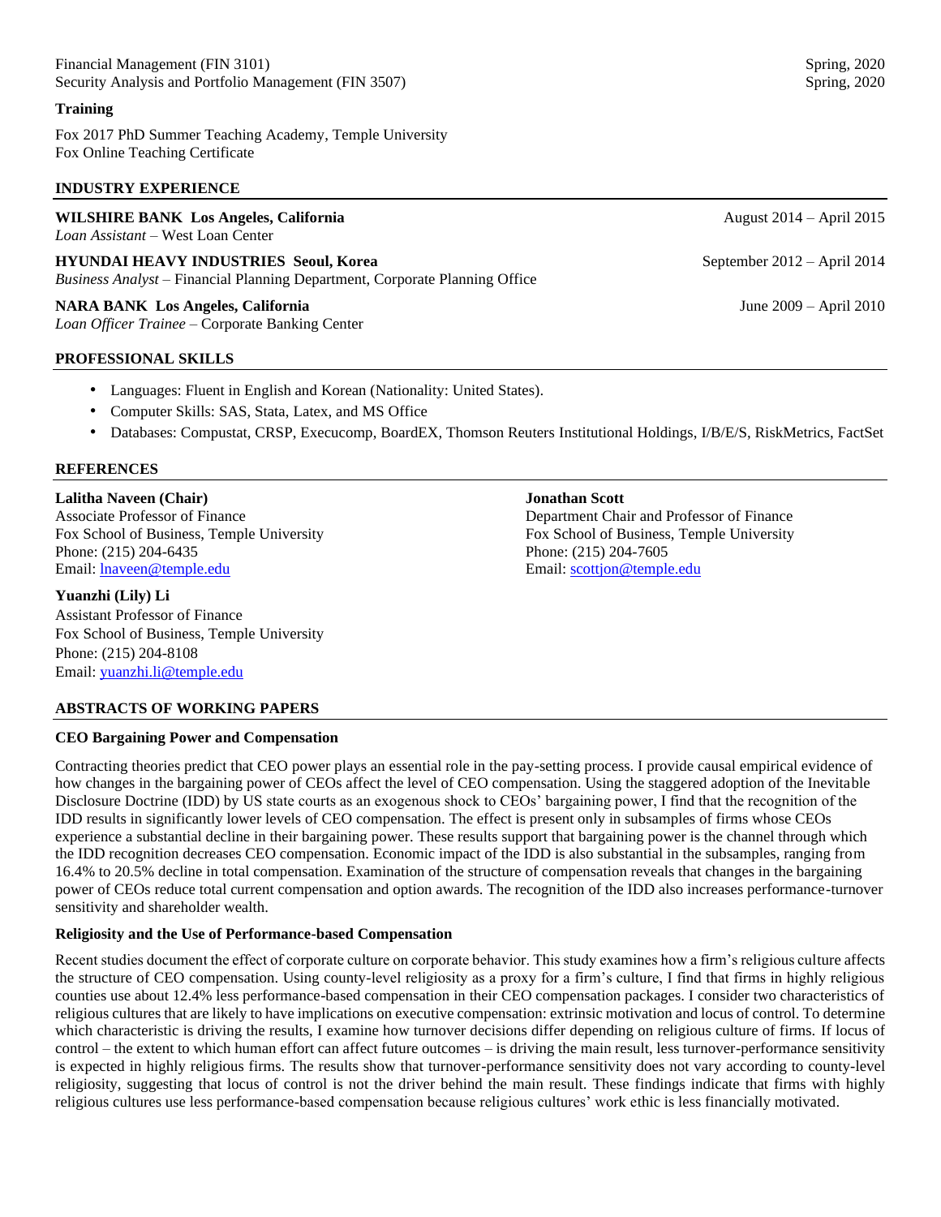Financial Management (FIN 3101) Spring, 2020
Security Analysis and Portfolio Management (FIN 3507) Spring, 2020

**Training**

Fox 2017 PhD Summer Teaching Academy, Temple University
Fox Online Teaching Certificate

## INDUSTRY EXPERIENCE

**WILSHIRE BANK Los Angeles, California** August 2014 – April 2015
*Loan Assistant* – West Loan Center

**HYUNDAI HEAVY INDUSTRIES Seoul, Korea** September 2012 – April 2014
*Business Analyst* – Financial Planning Department, Corporate Planning Office

**NARA BANK Los Angeles, California** June 2009 – April 2010
*Loan Officer Trainee* – Corporate Banking Center

## PROFESSIONAL SKILLS

- Languages: Fluent in English and Korean (Nationality: United States).
- Computer Skills: SAS, Stata, Latex, and MS Office
- Databases: Compustat, CRSP, Execucomp, BoardEX, Thomson Reuters Institutional Holdings, I/B/E/S, RiskMetrics, FactSet

## REFERENCES

**Lalitha Naveen (Chair)**
Associate Professor of Finance
Fox School of Business, Temple University
Phone: (215) 204-6435
Email: lnaveen@temple.edu

**Jonathan Scott**
Department Chair and Professor of Finance
Fox School of Business, Temple University
Phone: (215) 204-7605
Email: scottjon@temple.edu

**Yuanzhi (Lily) Li**
Assistant Professor of Finance
Fox School of Business, Temple University
Phone: (215) 204-8108
Email: yuanzhi.li@temple.edu

## ABSTRACTS OF WORKING PAPERS

**CEO Bargaining Power and Compensation**

Contracting theories predict that CEO power plays an essential role in the pay-setting process. I provide causal empirical evidence of how changes in the bargaining power of CEOs affect the level of CEO compensation. Using the staggered adoption of the Inevitable Disclosure Doctrine (IDD) by US state courts as an exogenous shock to CEOs' bargaining power, I find that the recognition of the IDD results in significantly lower levels of CEO compensation. The effect is present only in subsamples of firms whose CEOs experience a substantial decline in their bargaining power. These results support that bargaining power is the channel through which the IDD recognition decreases CEO compensation. Economic impact of the IDD is also substantial in the subsamples, ranging from 16.4% to 20.5% decline in total compensation. Examination of the structure of compensation reveals that changes in the bargaining power of CEOs reduce total current compensation and option awards. The recognition of the IDD also increases performance-turnover sensitivity and shareholder wealth.

**Religiosity and the Use of Performance-based Compensation**

Recent studies document the effect of corporate culture on corporate behavior. This study examines how a firm's religious culture affects the structure of CEO compensation. Using county-level religiosity as a proxy for a firm's culture, I find that firms in highly religious counties use about 12.4% less performance-based compensation in their CEO compensation packages. I consider two characteristics of religious cultures that are likely to have implications on executive compensation: extrinsic motivation and locus of control. To determine which characteristic is driving the results, I examine how turnover decisions differ depending on religious culture of firms. If locus of control – the extent to which human effort can affect future outcomes – is driving the main result, less turnover-performance sensitivity is expected in highly religious firms. The results show that turnover-performance sensitivity does not vary according to county-level religiosity, suggesting that locus of control is not the driver behind the main result. These findings indicate that firms with highly religious cultures use less performance-based compensation because religious cultures' work ethic is less financially motivated.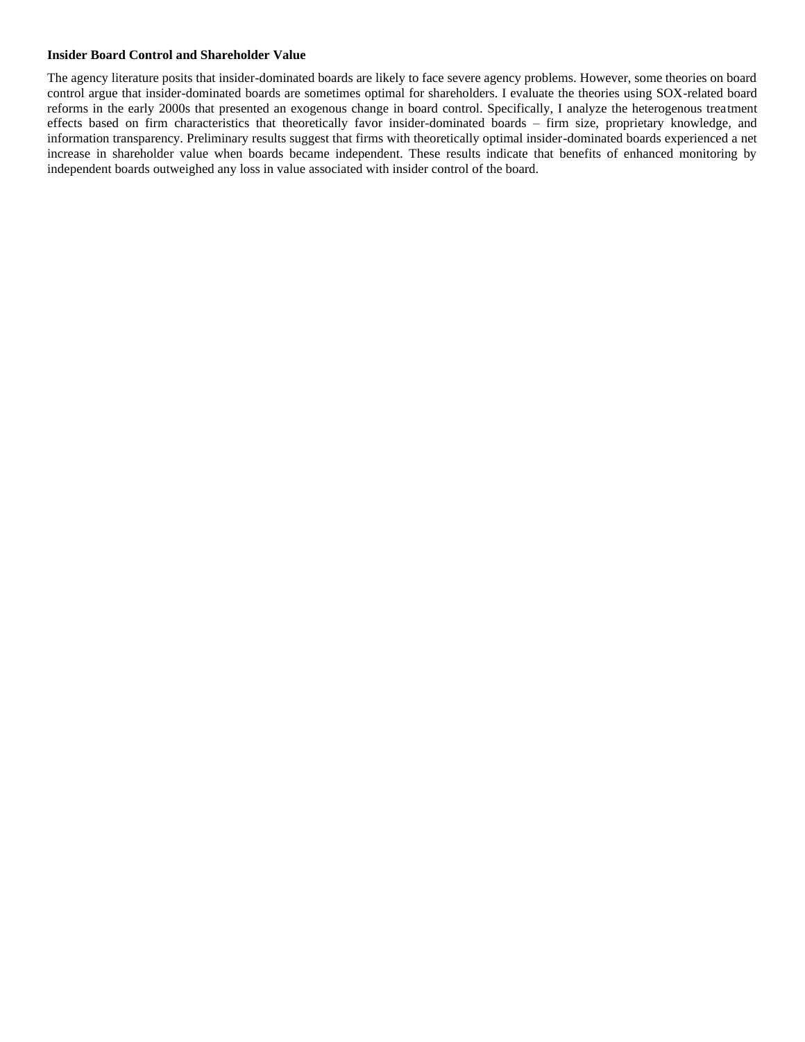**Insider Board Control and Shareholder Value**

The agency literature posits that insider-dominated boards are likely to face severe agency problems. However, some theories on board control argue that insider-dominated boards are sometimes optimal for shareholders. I evaluate the theories using SOX-related board reforms in the early 2000s that presented an exogenous change in board control. Specifically, I analyze the heterogenous treatment effects based on firm characteristics that theoretically favor insider-dominated boards – firm size, proprietary knowledge, and information transparency. Preliminary results suggest that firms with theoretically optimal insider-dominated boards experienced a net increase in shareholder value when boards became independent. These results indicate that benefits of enhanced monitoring by independent boards outweighed any loss in value associated with insider control of the board.